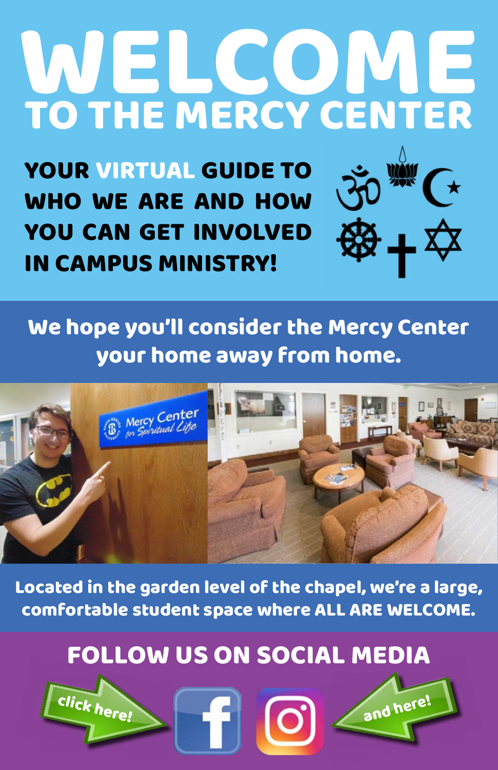# WELCOME

## TO THE MERCY CENTER

**YOUR VIRTUAL GUIDE TO WHO WE ARE AND HOW YOU CAN GET INVOLVED IN CAMPUS MINISTRY!**

**We hope you'll consider the Mercy Center your home away from home.**

**Located in the garden level of the chapel, we're a large, comfortable student space where ALL ARE WELCOME.**

## FOLLOW US ON SOCIAL MEDIA

click here! and here!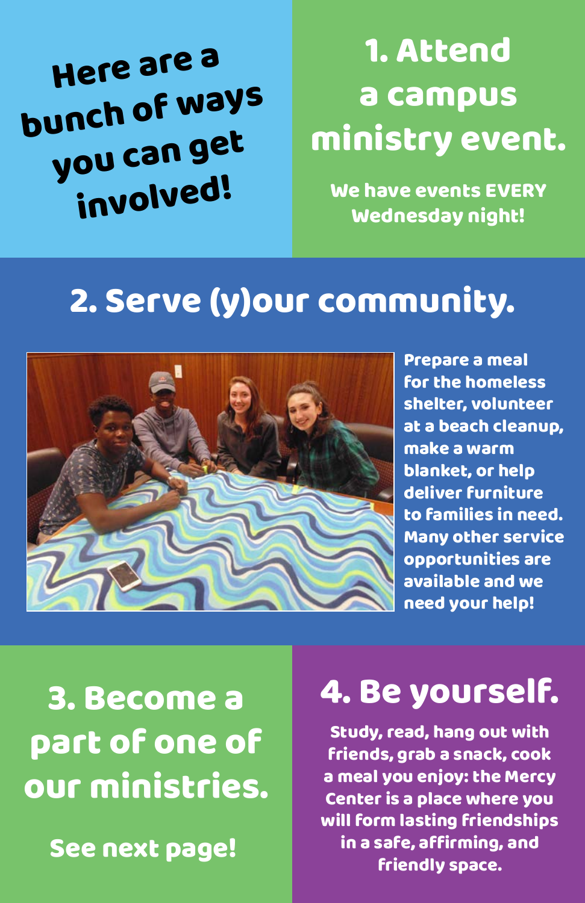# Here are a bunch of ways you can get involved!

## 1. Attend a campus ministry event.

We have events EVERY Wednesday night!

## 2. Serve (y)our community.

Prepare a meal for the homeless shelter, volunteer at a beach cleanup, make a warm blanket, or help deliver furniture to families in need. Many other service opportunities are available and we need your help!

## 3. Become a part of one of our ministries.

See next page!

## 4. Be yourself.

Study, read, hang out with friends, grab a snack, cook a meal you enjoy: the Mercy Center is a place where you will form lasting friendships in a safe, affirming, and friendly space.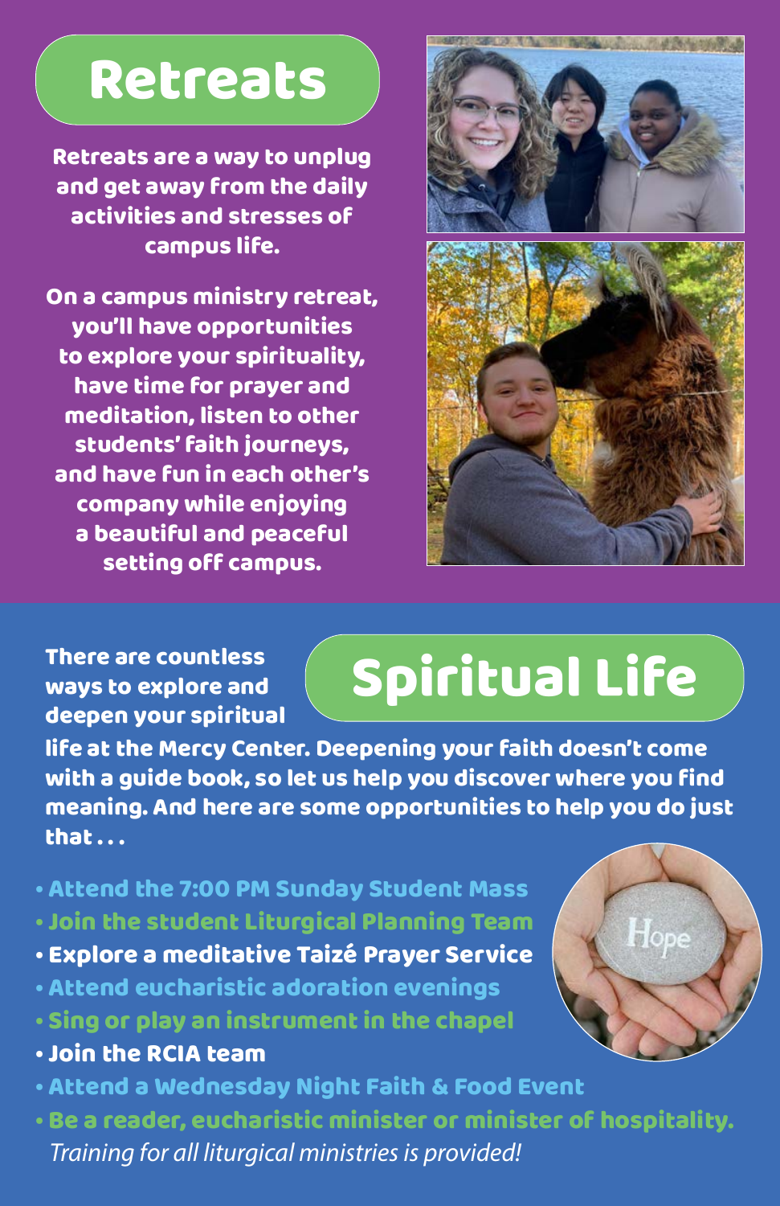## Retreats

**Retreats are a way to unplug and get away from the daily activities and stresses of campus life.**

**On a campus ministry retreat, you'll have opportunities to explore your spirituality, have time for prayer and meditation, listen to other students' faith journeys, and have fun in each other's company while enjoying a beautiful and peaceful setting off campus.**

## Spiritual Life

**There are countless ways to explore and deepen your spiritual life at the Mercy Center. Deepening your faith doesn't come with a guide book, so let us help you discover where you find meaning. And here are some opportunities to help you do just that . . .**

- **Attend the 7:00 PM Sunday Student Mass**
- **Join the student Liturgical Planning Team**
- **Explore a meditative Taizé Prayer Service**
- **Attend eucharistic adoration evenings**
- **Sing or play an instrument in the chapel**
- **Join the RCIA team**
- **Attend a Wednesday Night Faith & Food Event**
- **Be a reader, eucharistic minister or minister of hospitality.** *Training for all liturgical ministries is provided!*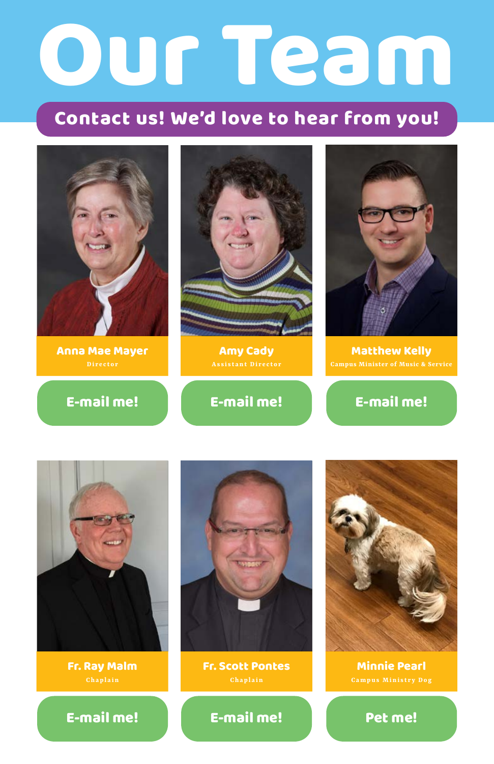# Our Team

## Contact us! We'd love to hear from you!

**Anna Mae Mayer**
Director

E-mail me!

**Amy Cady**
Assistant Director

E-mail me!

**Matthew Kelly**
Campus Minister of Music & Service

E-mail me!

**Fr. Ray Malm**
Chaplain

E-mail me!

**Fr. Scott Pontes**
Chaplain

E-mail me!

**Minnie Pearl**
Campus Ministry Dog

Pet me!